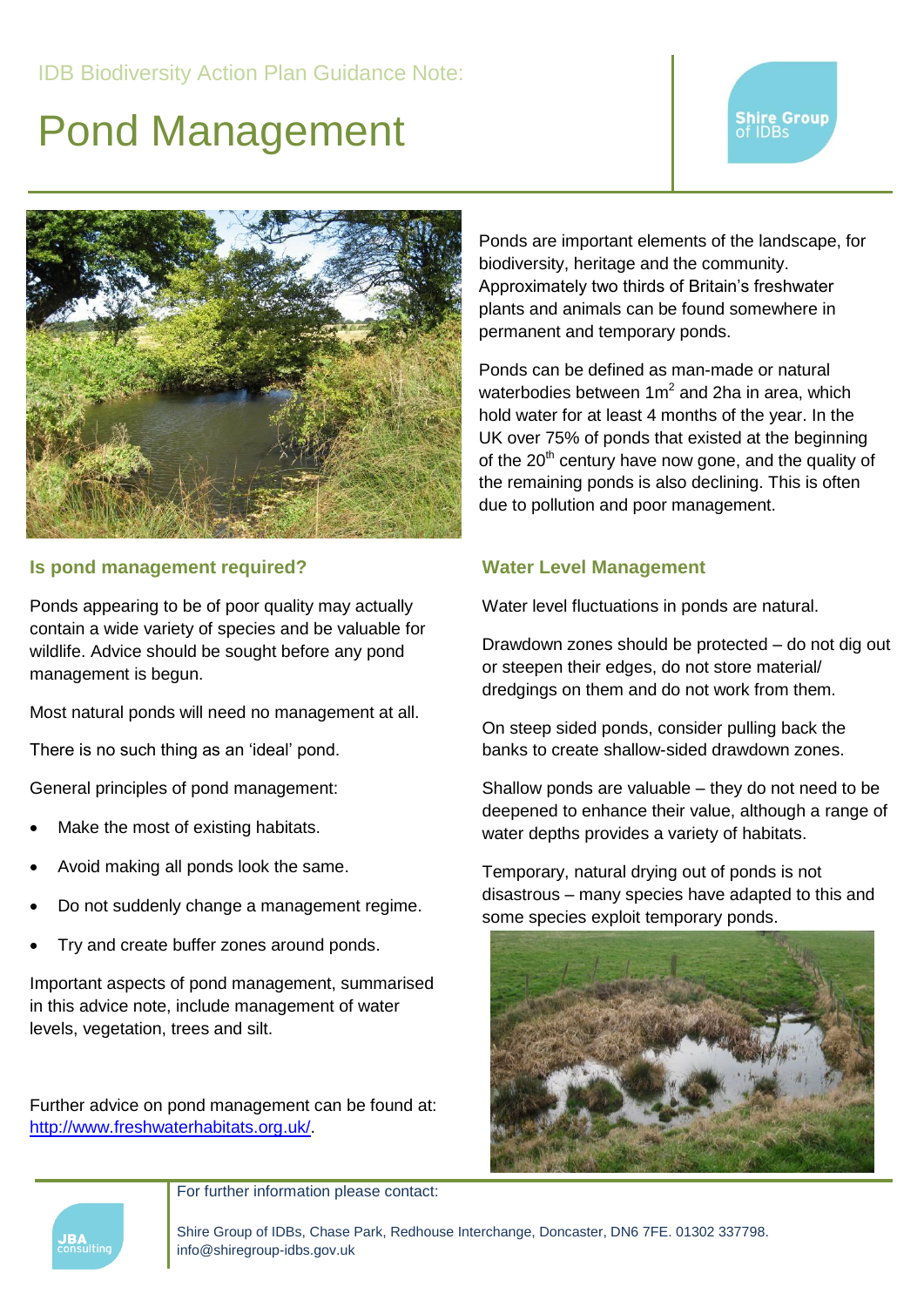IDB Biodiversity Action Plan Guidance Note:

# Pond Management

Shire Group of IDBs

Ponds are important elements of the landscape, for biodiversity, heritage and the community. Approximately two thirds of Britain's freshwater plants and animals can be found somewhere in permanent and temporary ponds.

Ponds can be defined as man-made or natural waterbodies between $1m^2$ and 2ha in area, which hold water for at least 4 months of the year. In the UK over 75% of ponds that existed at the beginning of the 20th century have now gone, and the quality of the remaining ponds is also declining. This is often due to pollution and poor management.

### Is pond management required?

Ponds appearing to be of poor quality may actually contain a wide variety of species and be valuable for wildlife. Advice should be sought before any pond management is begun.

Most natural ponds will need no management at all.

There is no such thing as an 'ideal' pond.

General principles of pond management:

- Make the most of existing habitats.
- Avoid making all ponds look the same.
- Do not suddenly change a management regime.
- Try and create buffer zones around ponds.

Important aspects of pond management, summarised in this advice note, include management of water levels, vegetation, trees and silt.

Further advice on pond management can be found at: http://www.freshwaterhabitats.org.uk/.

### Water Level Management

Water level fluctuations in ponds are natural.

Drawdown zones should be protected – do not dig out or steepen their edges, do not store material/ dredgings on them and do not work from them.

On steep sided ponds, consider pulling back the banks to create shallow-sided drawdown zones.

Shallow ponds are valuable – they do not need to be deepened to enhance their value, although a range of water depths provides a variety of habitats.

Temporary, natural drying out of ponds is not disastrous – many species have adapted to this and some species exploit temporary ponds.

JBA consulting

For further information please contact:

Shire Group of IDBs, Chase Park, Redhouse Interchange, Doncaster, DN6 7FE. 01302 337798. info@shiregroup-idbs.gov.uk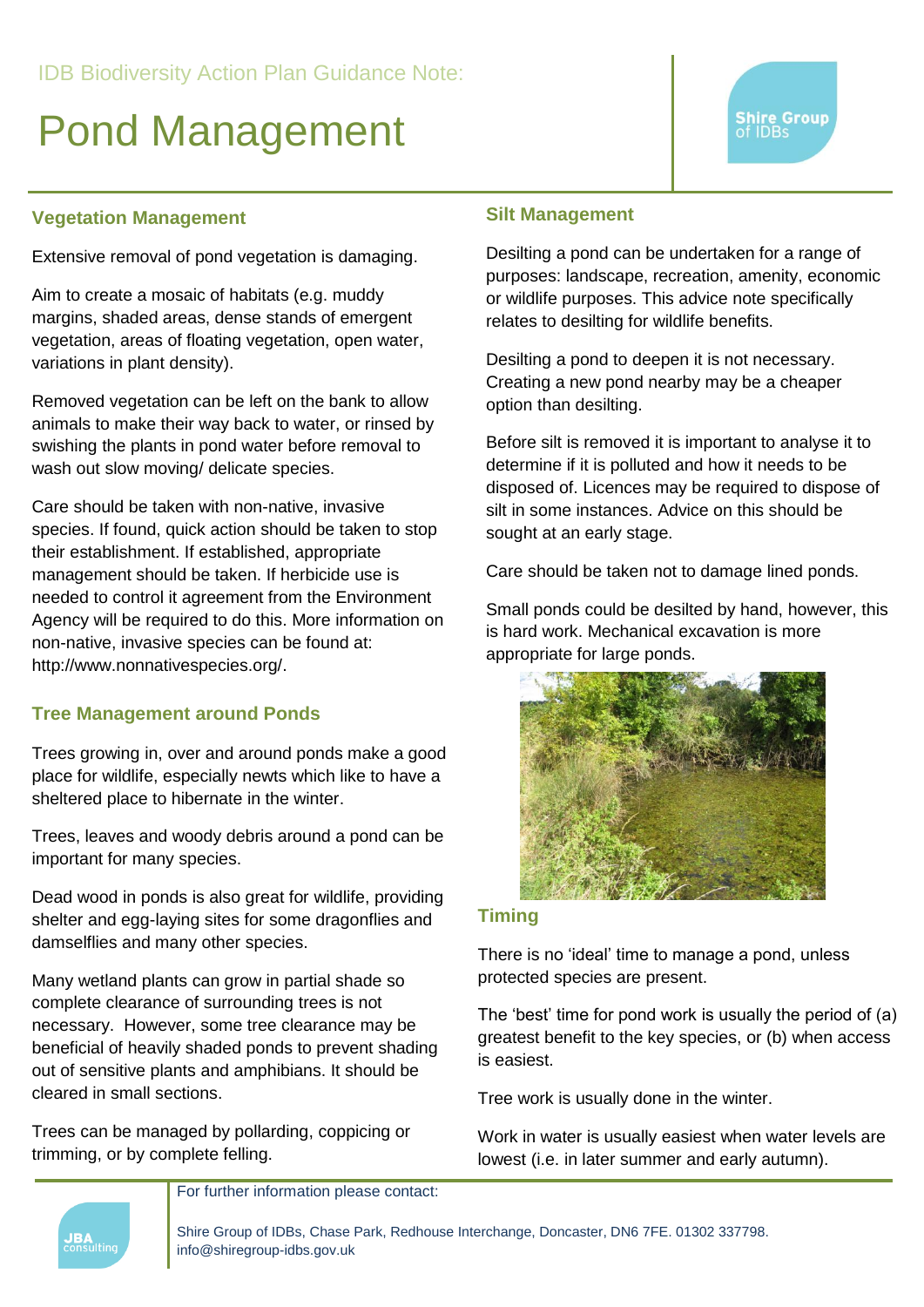IDB Biodiversity Action Plan Guidance Note:

# Pond Management

## Vegetation Management

Extensive removal of pond vegetation is damaging.

Aim to create a mosaic of habitats (e.g. muddy margins, shaded areas, dense stands of emergent vegetation, areas of floating vegetation, open water, variations in plant density).

Removed vegetation can be left on the bank to allow animals to make their way back to water, or rinsed by swishing the plants in pond water before removal to wash out slow moving/ delicate species.

Care should be taken with non-native, invasive species. If found, quick action should be taken to stop their establishment. If established, appropriate management should be taken. If herbicide use is needed to control it agreement from the Environment Agency will be required to do this. More information on non-native, invasive species can be found at: http://www.nonnativespecies.org/.

## Tree Management around Ponds

Trees growing in, over and around ponds make a good place for wildlife, especially newts which like to have a sheltered place to hibernate in the winter.

Trees, leaves and woody debris around a pond can be important for many species.

Dead wood in ponds is also great for wildlife, providing shelter and egg-laying sites for some dragonflies and damselflies and many other species.

Many wetland plants can grow in partial shade so complete clearance of surrounding trees is not necessary. However, some tree clearance may be beneficial of heavily shaded ponds to prevent shading out of sensitive plants and amphibians. It should be cleared in small sections.

Trees can be managed by pollarding, coppicing or trimming, or by complete felling.

## Silt Management

Desilting a pond can be undertaken for a range of purposes: landscape, recreation, amenity, economic or wildlife purposes. This advice note specifically relates to desilting for wildlife benefits.

Desilting a pond to deepen it is not necessary. Creating a new pond nearby may be a cheaper option than desilting.

Before silt is removed it is important to analyse it to determine if it is polluted and how it needs to be disposed of. Licences may be required to dispose of silt in some instances. Advice on this should be sought at an early stage.

Care should be taken not to damage lined ponds.

Small ponds could be desilted by hand, however, this is hard work. Mechanical excavation is more appropriate for large ponds.

## Timing

There is no 'ideal' time to manage a pond, unless protected species are present.

The 'best' time for pond work is usually the period of (a) greatest benefit to the key species, or (b) when access is easiest.

Tree work is usually done in the winter.

Work in water is usually easiest when water levels are lowest (i.e. in later summer and early autumn).

For further information please contact:

Shire Group of IDBs, Chase Park, Redhouse Interchange, Doncaster, DN6 7FE. 01302 337798. info@shiregroup-idbs.gov.uk